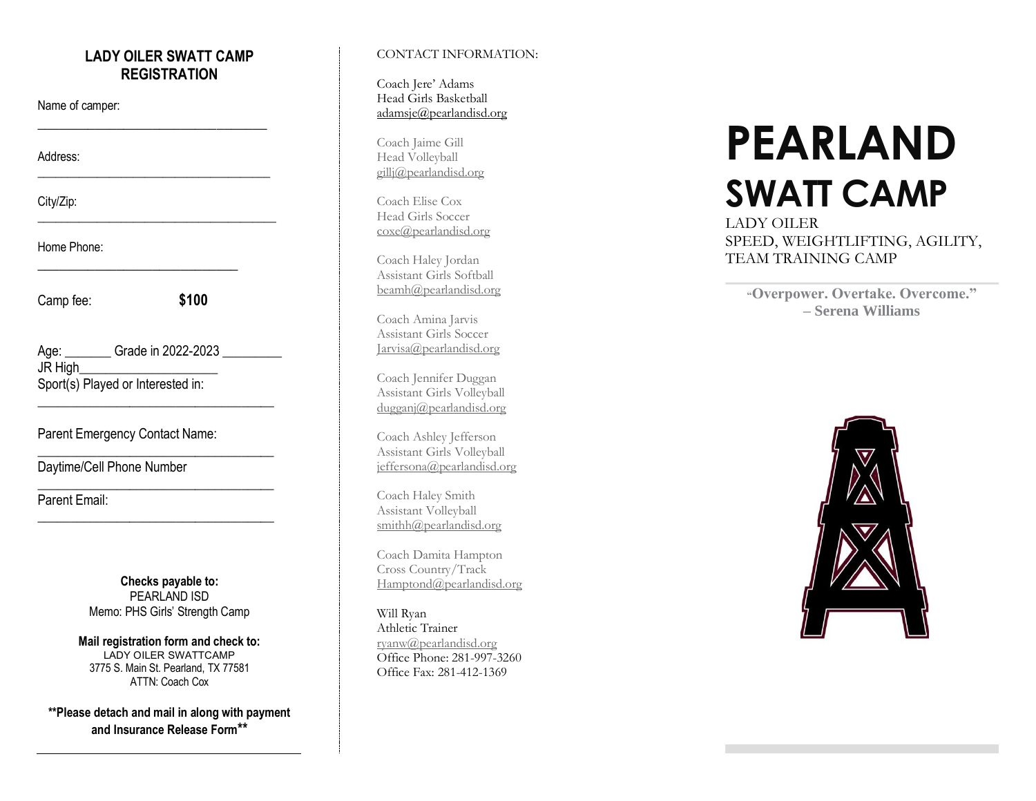## LADY OILER SWATT CAMP REGISTRATION

Name of camper: ___________________________________

Address: ___________________________________

City/Zip: ___________________________________

Home Phone: ______________________________

Camp fee: **$100**

Age: _______ Grade in 2022-2023 _________
JR High____________________
Sport(s) Played or Interested in: ___________________________________

Parent Emergency Contact Name: ___________________________________

Daytime/Cell Phone Number ___________________________________

Parent Email: ___________________________________

**Checks payable to:**
PEARLAND ISD
Memo: PHS Girls' Strength Camp

**Mail registration form and check to:**
LADY OILER SWATTCAMP
3775 S. Main St. Pearland, TX 77581
ATTN: Coach Cox

**\*\*Please detach and mail in along with payment and Insurance Release Form\*\***

CONTACT INFORMATION:

Coach Jere' Adams
Head Girls Basketball
adamsje@pearlandisd.org

Coach Jaime Gill
Head Volleyball
gillj@pearlandisd.org

Coach Elise Cox
Head Girls Soccer
coxe@pearlandisd.org

Coach Haley Jordan
Assistant Girls Softball
beamh@pearlandisd.org

Coach Amina Jarvis
Assistant Girls Soccer
Jarvisa@pearlandisd.org

Coach Jennifer Duggan
Assistant Girls Volleyball
dugganj@pearlandisd.org

Coach Ashley Jefferson
Assistant Girls Volleyball
jeffersona@pearlandisd.org

Coach Haley Smith
Assistant Volleyball
smithh@pearlandisd.org

Coach Damita Hampton
Cross Country/Track
Hamptond@pearlandisd.org

Will Ryan
Athletic Trainer
ryanw@pearlandisd.org
Office Phone: 281-997-3260
Office Fax: 281-412-1369

# PEARLAND
# SWATT CAMP

LADY OILER
SPEED, WEIGHTLIFTING, AGILITY, TEAM TRAINING CAMP

**"Overpower. Overtake. Overcome." – Serena Williams**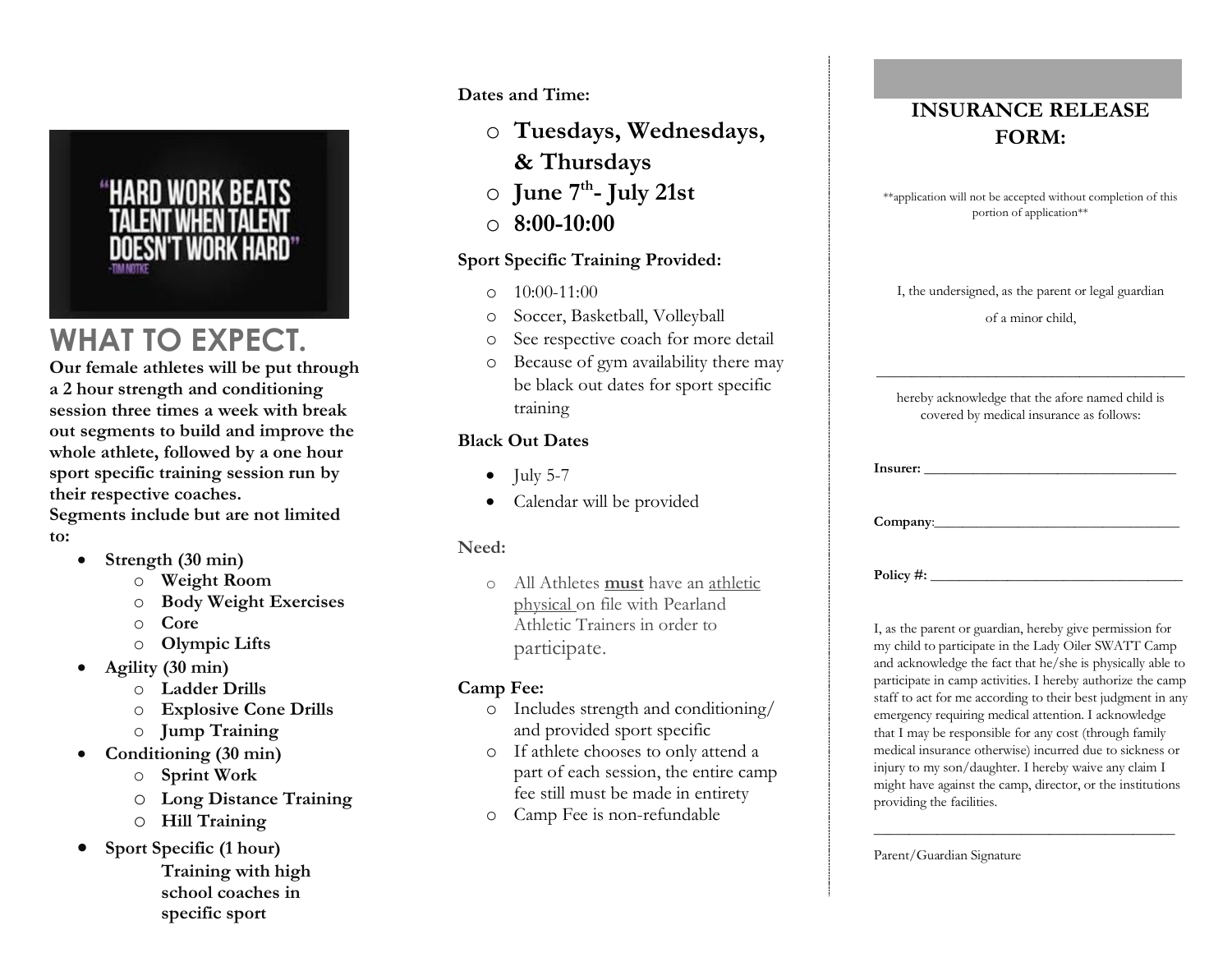"HARD WORK BEATS TALENT WHEN TALENT DOESN'T WORK HARD"
-TIM NOTKE

## WHAT TO EXPECT.

**Our female athletes will be put through a 2 hour strength and conditioning session three times a week with break out segments to build and improve the whole athlete, followed by a one hour sport specific training session run by their respective coaches.**
**Segments include but are not limited to:**

- **Strength (30 min)**
  - **Weight Room**
  - **Body Weight Exercises**
  - **Core**
  - **Olympic Lifts**
- **Agility (30 min)**
  - **Ladder Drills**
  - **Explosive Cone Drills**
  - **Jump Training**
- **Conditioning (30 min)**
  - **Sprint Work**
  - **Long Distance Training**
  - **Hill Training**
- **Sport Specific (1 hour)**
  **Training with high school coaches in specific sport**

**Dates and Time:**

- **Tuesdays, Wednesdays, & Thursdays**
- **June 7th- July 21st**
- **8:00-10:00**

**Sport Specific Training Provided:**

- 10:00-11:00
- Soccer, Basketball, Volleyball
- See respective coach for more detail
- Because of gym availability there may be black out dates for sport specific training

**Black Out Dates**

- July 5-7
- Calendar will be provided

**Need:**

- All Athletes **must** have an athletic physical on file with Pearland Athletic Trainers in order to participate.

**Camp Fee:**

- Includes strength and conditioning/ and provided sport specific
- If athlete chooses to only attend a part of each session, the entire camp fee still must be made in entirety
- Camp Fee is non-refundable

## INSURANCE RELEASE FORM:

**application will not be accepted without completion of this portion of application**

I, the undersigned, as the parent or legal guardian of a minor child,

\_\_\_\_\_\_\_\_\_\_\_\_\_\_\_\_\_\_\_\_\_\_\_\_\_\_\_\_\_\_\_\_\_\_\_\_\_\_\_\_

hereby acknowledge that the afore named child is covered by medical insurance as follows:

**Insurer:** \_\_\_\_\_\_\_\_\_\_\_\_\_\_\_\_\_\_\_\_\_\_\_\_\_\_\_\_\_\_\_\_\_\_

**Company**:\_\_\_\_\_\_\_\_\_\_\_\_\_\_\_\_\_\_\_\_\_\_\_\_\_\_\_\_\_\_\_\_\_\_

**Policy #:** \_\_\_\_\_\_\_\_\_\_\_\_\_\_\_\_\_\_\_\_\_\_\_\_\_\_\_\_\_\_\_\_\_\_

I, as the parent or guardian, hereby give permission for my child to participate in the Lady Oiler SWATT Camp and acknowledge the fact that he/she is physically able to participate in camp activities. I hereby authorize the camp staff to act for me according to their best judgment in any emergency requiring medical attention. I acknowledge that I may be responsible for any cost (through family medical insurance otherwise) incurred due to sickness or injury to my son/daughter. I hereby waive any claim I might have against the camp, director, or the institutions providing the facilities.

\_\_\_\_\_\_\_\_\_\_\_\_\_\_\_\_\_\_\_\_\_\_\_\_\_\_\_\_\_\_\_\_\_\_\_\_\_\_\_\_

Parent/Guardian Signature